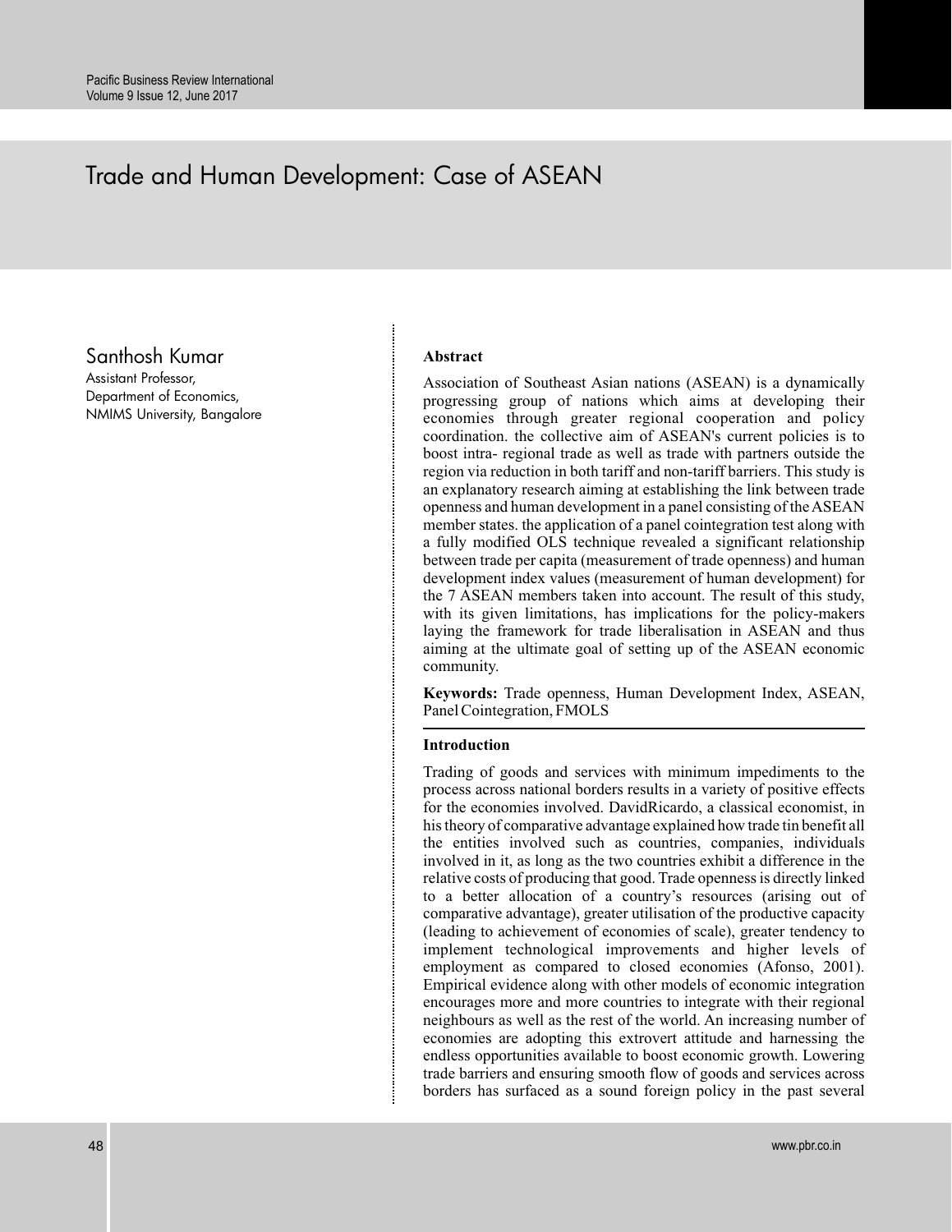# Trade and Human Development: Case of ASEAN

Santhosh Kumar
Assistant Professor,
Department of Economics,
NMIMS University, Bangalore

**Abstract**

Association of Southeast Asian nations (ASEAN) is a dynamically progressing group of nations which aims at developing their economies through greater regional cooperation and policy coordination. the collective aim of ASEAN's current policies is to boost intra- regional trade as well as trade with partners outside the region via reduction in both tariff and non-tariff barriers. This study is an explanatory research aiming at establishing the link between trade openness and human development in a panel consisting of the ASEAN member states. the application of a panel cointegration test along with a fully modified OLS technique revealed a significant relationship between trade per capita (measurement of trade openness) and human development index values (measurement of human development) for the 7 ASEAN members taken into account. The result of this study, with its given limitations, has implications for the policy-makers laying the framework for trade liberalisation in ASEAN and thus aiming at the ultimate goal of setting up of the ASEAN economic community.

**Keywords:** Trade openness, Human Development Index, ASEAN, Panel Cointegration, FMOLS

## Introduction

Trading of goods and services with minimum impediments to the process across national borders results in a variety of positive effects for the economies involved. DavidRicardo, a classical economist, in his theory of comparative advantage explained how trade tin benefit all the entities involved such as countries, companies, individuals involved in it, as long as the two countries exhibit a difference in the relative costs of producing that good. Trade openness is directly linked to a better allocation of a country's resources (arising out of comparative advantage), greater utilisation of the productive capacity (leading to achievement of economies of scale), greater tendency to implement technological improvements and higher levels of employment as compared to closed economies (Afonso, 2001). Empirical evidence along with other models of economic integration encourages more and more countries to integrate with their regional neighbours as well as the rest of the world. An increasing number of economies are adopting this extrovert attitude and harnessing the endless opportunities available to boost economic growth. Lowering trade barriers and ensuring smooth flow of goods and services across borders has surfaced as a sound foreign policy in the past several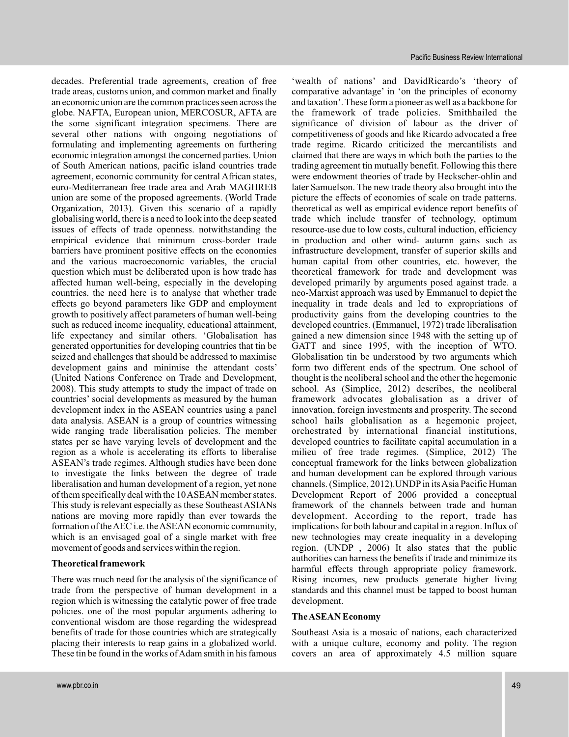decades. Preferential trade agreements, creation of free trade areas, customs union, and common market and finally an economic union are the common practices seen across the globe. NAFTA, European union, MERCOSUR, AFTA are the some significant integration specimens. There are several other nations with ongoing negotiations of formulating and implementing agreements on furthering economic integration amongst the concerned parties. Union of South American nations, pacific island countries trade agreement, economic community for central African states, euro-Mediterranean free trade area and Arab MAGHREB union are some of the proposed agreements. (World Trade Organization, 2013). Given this scenario of a rapidly globalising world, there is a need to look into the deep seated issues of effects of trade openness. notwithstanding the empirical evidence that minimum cross-border trade barriers have prominent positive effects on the economies and the various macroeconomic variables, the crucial question which must be deliberated upon is how trade has affected human well-being, especially in the developing countries. the need here is to analyse that whether trade effects go beyond parameters like GDP and employment growth to positively affect parameters of human well-being such as reduced income inequality, educational attainment, life expectancy and similar others. 'Globalisation has generated opportunities for developing countries that tin be seized and challenges that should be addressed to maximise development gains and minimise the attendant costs' (United Nations Conference on Trade and Development, 2008). This study attempts to study the impact of trade on countries' social developments as measured by the human development index in the ASEAN countries using a panel data analysis. ASEAN is a group of countries witnessing wide ranging trade liberalisation policies. The member states per se have varying levels of development and the region as a whole is accelerating its efforts to liberalise ASEAN's trade regimes. Although studies have been done to investigate the links between the degree of trade liberalisation and human development of a region, yet none of them specifically deal with the 10 ASEAN member states. This study is relevant especially as these Southeast ASIANs nations are moving more rapidly than ever towards the formation of the AEC i.e. the ASEAN economic community, which is an envisaged goal of a single market with free movement of goods and services within the region.

## Theoretical framework

There was much need for the analysis of the significance of trade from the perspective of human development in a region which is witnessing the catalytic power of free trade policies. one of the most popular arguments adhering to conventional wisdom are those regarding the widespread benefits of trade for those countries which are strategically placing their interests to reap gains in a globalized world. These tin be found in the works of Adam smith in his famous 'wealth of nations' and DavidRicardo's 'theory of comparative advantage' in 'on the principles of economy and taxation'. These form a pioneer as well as a backbone for the framework of trade policies. Smithhailed the significance of division of labour as the driver of competitiveness of goods and like Ricardo advocated a free trade regime. Ricardo criticized the mercantilists and claimed that there are ways in which both the parties to the trading agreement tin mutually benefit. Following this there were endowment theories of trade by Heckscher-ohlin and later Samuelson. The new trade theory also brought into the picture the effects of economies of scale on trade patterns. theoretical as well as empirical evidence report benefits of trade which include transfer of technology, optimum resource-use due to low costs, cultural induction, efficiency in production and other wind- autumn gains such as infrastructure development, transfer of superior skills and human capital from other countries, etc. however, the theoretical framework for trade and development was developed primarily by arguments posed against trade. a neo-Marxist approach was used by Emmanuel to depict the inequality in trade deals and led to expropriations of productivity gains from the developing countries to the developed countries. (Emmanuel, 1972) trade liberalisation gained a new dimension since 1948 with the setting up of GATT and since 1995, with the inception of WTO. Globalisation tin be understood by two arguments which form two different ends of the spectrum. One school of thought is the neoliberal school and the other the hegemonic school. As (Simplice, 2012) describes, the neoliberal framework advocates globalisation as a driver of innovation, foreign investments and prosperity. The second school hails globalisation as a hegemonic project, orchestrated by international financial institutions, developed countries to facilitate capital accumulation in a milieu of free trade regimes. (Simplice, 2012) The conceptual framework for the links between globalization and human development can be explored through various channels. (Simplice, 2012).UNDP in its Asia Pacific Human Development Report of 2006 provided a conceptual framework of the channels between trade and human development. According to the report, trade has implications for both labour and capital in a region. Influx of new technologies may create inequality in a developing region. (UNDP , 2006) It also states that the public authorities can harness the benefits if trade and minimize its harmful effects through appropriate policy framework. Rising incomes, new products generate higher living standards and this channel must be tapped to boost human development.

## The ASEAN Economy

Southeast Asia is a mosaic of nations, each characterized with a unique culture, economy and polity. The region covers an area of approximately 4.5 million square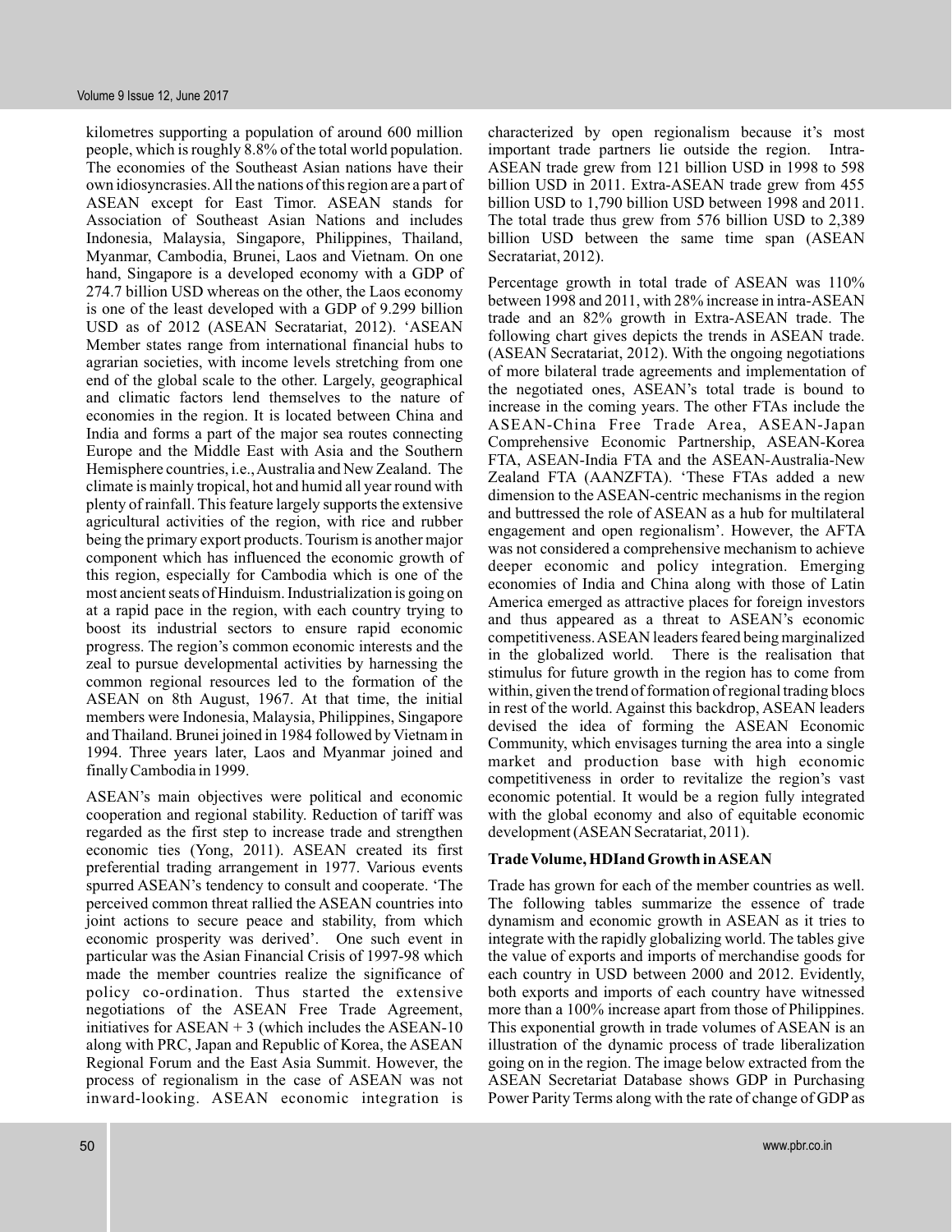kilometres supporting a population of around 600 million people, which is roughly 8.8% of the total world population. The economies of the Southeast Asian nations have their own idiosyncrasies. All the nations of this region are a part of ASEAN except for East Timor. ASEAN stands for Association of Southeast Asian Nations and includes Indonesia, Malaysia, Singapore, Philippines, Thailand, Myanmar, Cambodia, Brunei, Laos and Vietnam. On one hand, Singapore is a developed economy with a GDP of 274.7 billion USD whereas on the other, the Laos economy is one of the least developed with a GDP of 9.299 billion USD as of 2012 (ASEAN Secrataria, 2012). 'ASEAN Member states range from international financial hubs to agrarian societies, with income levels stretching from one end of the global scale to the other. Largely, geographical and climatic factors lend themselves to the nature of economies in the region. It is located between China and India and forms a part of the major sea routes connecting Europe and the Middle East with Asia and the Southern Hemisphere countries, i.e., Australia and New Zealand. The climate is mainly tropical, hot and humid all year round with plenty of rainfall. This feature largely supports the extensive agricultural activities of the region, with rice and rubber being the primary export products. Tourism is another major component which has influenced the economic growth of this region, especially for Cambodia which is one of the most ancient seats of Hinduism. Industrialization is going on at a rapid pace in the region, with each country trying to boost its industrial sectors to ensure rapid economic progress. The region's common economic interests and the zeal to pursue developmental activities by harnessing the common regional resources led to the formation of the ASEAN on 8th August, 1967. At that time, the initial members were Indonesia, Malaysia, Philippines, Singapore and Thailand. Brunei joined in 1984 followed by Vietnam in 1994. Three years later, Laos and Myanmar joined and finally Cambodia in 1999.

ASEAN's main objectives were political and economic cooperation and regional stability. Reduction of tariff was regarded as the first step to increase trade and strengthen economic ties (Yong, 2011). ASEAN created its first preferential trading arrangement in 1977. Various events spurred ASEAN's tendency to consult and cooperate. 'The perceived common threat rallied the ASEAN countries into joint actions to secure peace and stability, from which economic prosperity was derived'. One such event in particular was the Asian Financial Crisis of 1997-98 which made the member countries realize the significance of policy co-ordination. Thus started the extensive negotiations of the ASEAN Free Trade Agreement, initiatives for ASEAN + 3 (which includes the ASEAN-10 along with PRC, Japan and Republic of Korea, the ASEAN Regional Forum and the East Asia Summit. However, the process of regionalism in the case of ASEAN was not inward-looking. ASEAN economic integration is characterized by open regionalism because it's most important trade partners lie outside the region. Intra-ASEAN trade grew from 121 billion USD in 1998 to 598 billion USD in 2011. Extra-ASEAN trade grew from 455 billion USD to 1,790 billion USD between 1998 and 2011. The total trade thus grew from 576 billion USD to 2,389 billion USD between the same time span (ASEAN Secrataria, 2012).

Percentage growth in total trade of ASEAN was 110% between 1998 and 2011, with 28% increase in intra-ASEAN trade and an 82% growth in Extra-ASEAN trade. The following chart gives depicts the trends in ASEAN trade. (ASEAN Secrataria, 2012). With the ongoing negotiations of more bilateral trade agreements and implementation of the negotiated ones, ASEAN's total trade is bound to increase in the coming years. The other FTAs include the ASEAN-China Free Trade Area, ASEAN-Japan Comprehensive Economic Partnership, ASEAN-Korea FTA, ASEAN-India FTA and the ASEAN-Australia-New Zealand FTA (AANZFTA). 'These FTAs added a new dimension to the ASEAN-centric mechanisms in the region and buttressed the role of ASEAN as a hub for multilateral engagement and open regionalism'. However, the AFTA was not considered a comprehensive mechanism to achieve deeper economic and policy integration. Emerging economies of India and China along with those of Latin America emerged as attractive places for foreign investors and thus appeared as a threat to ASEAN's economic competitiveness. ASEAN leaders feared being marginalized in the globalized world. There is the realisation that stimulus for future growth in the region has to come from within, given the trend of formation of regional trading blocs in rest of the world. Against this backdrop, ASEAN leaders devised the idea of forming the ASEAN Economic Community, which envisages turning the area into a single market and production base with high economic competitiveness in order to revitalize the region's vast economic potential. It would be a region fully integrated with the global economy and also of equitable economic development (ASEAN Secrataria, 2011).

### Trade Volume, HDI and Growth in ASEAN

Trade has grown for each of the member countries as well. The following tables summarize the essence of trade dynamism and economic growth in ASEAN as it tries to integrate with the rapidly globalizing world. The tables give the value of exports and imports of merchandise goods for each country in USD between 2000 and 2012. Evidently, both exports and imports of each country have witnessed more than a 100% increase apart from those of Philippines. This exponential growth in trade volumes of ASEAN is an illustration of the dynamic process of trade liberalization going on in the region. The image below extracted from the ASEAN Secretariat Database shows GDP in Purchasing Power Parity Terms along with the rate of change of GDP as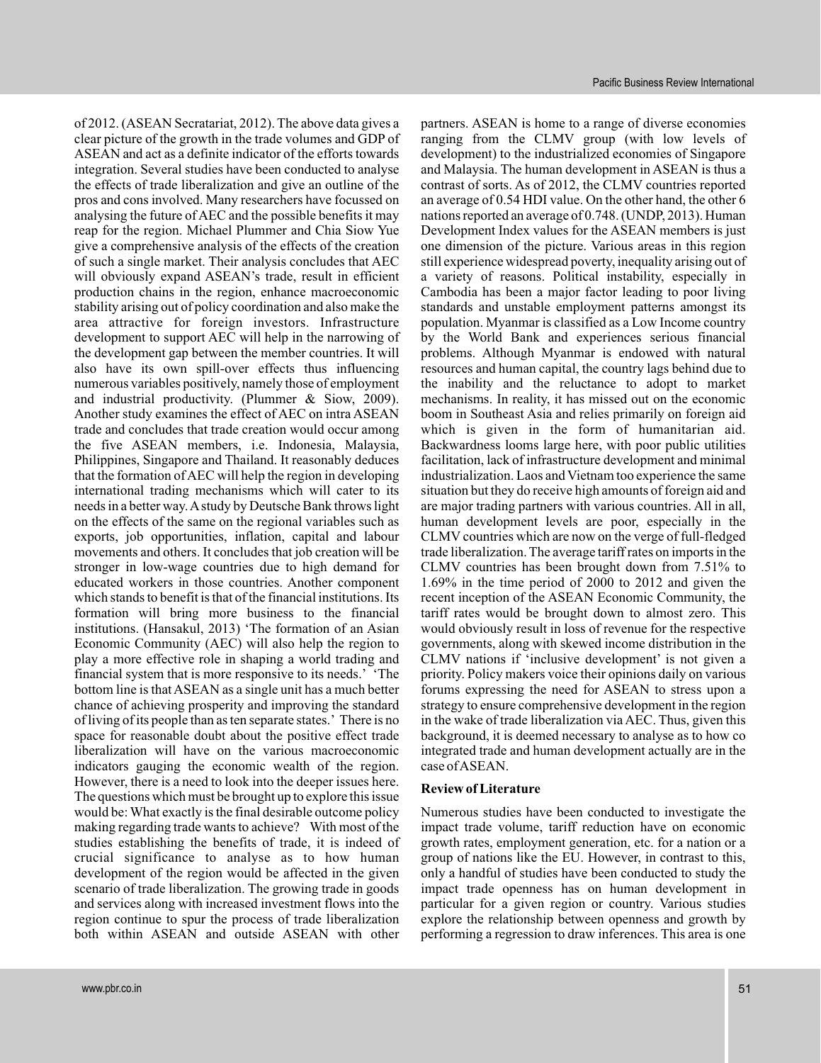of 2012. (ASEAN Secratariat, 2012). The above data gives a clear picture of the growth in the trade volumes and GDP of ASEAN and act as a definite indicator of the efforts towards integration. Several studies have been conducted to analyse the effects of trade liberalization and give an outline of the pros and cons involved. Many researchers have focussed on analysing the future of AEC and the possible benefits it may reap for the region. Michael Plummer and Chia Siow Yue give a comprehensive analysis of the effects of the creation of such a single market. Their analysis concludes that AEC will obviously expand ASEAN's trade, result in efficient production chains in the region, enhance macroeconomic stability arising out of policy coordination and also make the area attractive for foreign investors. Infrastructure development to support AEC will help in the narrowing of the development gap between the member countries. It will also have its own spill-over effects thus influencing numerous variables positively, namely those of employment and industrial productivity. (Plummer & Siow, 2009). Another study examines the effect of AEC on intra ASEAN trade and concludes that trade creation would occur among the five ASEAN members, i.e. Indonesia, Malaysia, Philippines, Singapore and Thailand. It reasonably deduces that the formation of AEC will help the region in developing international trading mechanisms which will cater to its needs in a better way. A study by Deutsche Bank throws light on the effects of the same on the regional variables such as exports, job opportunities, inflation, capital and labour movements and others. It concludes that job creation will be stronger in low-wage countries due to high demand for educated workers in those countries. Another component which stands to benefit is that of the financial institutions. Its formation will bring more business to the financial institutions. (Hansakul, 2013) 'The formation of an Asian Economic Community (AEC) will also help the region to play a more effective role in shaping a world trading and financial system that is more responsive to its needs.' 'The bottom line is that ASEAN as a single unit has a much better chance of achieving prosperity and improving the standard of living of its people than as ten separate states.' There is no space for reasonable doubt about the positive effect trade liberalization will have on the various macroeconomic indicators gauging the economic wealth of the region. However, there is a need to look into the deeper issues here. The questions which must be brought up to explore this issue would be: What exactly is the final desirable outcome policy making regarding trade wants to achieve? With most of the studies establishing the benefits of trade, it is indeed of crucial significance to analyse as to how human development of the region would be affected in the given scenario of trade liberalization. The growing trade in goods and services along with increased investment flows into the region continue to spur the process of trade liberalization both within ASEAN and outside ASEAN with other partners. ASEAN is home to a range of diverse economies ranging from the CLMV group (with low levels of development) to the industrialized economies of Singapore and Malaysia. The human development in ASEAN is thus a contrast of sorts. As of 2012, the CLMV countries reported an average of 0.54 HDI value. On the other hand, the other 6 nations reported an average of 0.748. (UNDP, 2013). Human Development Index values for the ASEAN members is just one dimension of the picture. Various areas in this region still experience widespread poverty, inequality arising out of a variety of reasons. Political instability, especially in Cambodia has been a major factor leading to poor living standards and unstable employment patterns amongst its population. Myanmar is classified as a Low Income country by the World Bank and experiences serious financial problems. Although Myanmar is endowed with natural resources and human capital, the country lags behind due to the inability and the reluctance to adopt to market mechanisms. In reality, it has missed out on the economic boom in Southeast Asia and relies primarily on foreign aid which is given in the form of humanitarian aid. Backwardness looms large here, with poor public utilities facilitation, lack of infrastructure development and minimal industrialization. Laos and Vietnam too experience the same situation but they do receive high amounts of foreign aid and are major trading partners with various countries. All in all, human development levels are poor, especially in the CLMV countries which are now on the verge of full-fledged trade liberalization. The average tariff rates on imports in the CLMV countries has been brought down from 7.51% to 1.69% in the time period of 2000 to 2012 and given the recent inception of the ASEAN Economic Community, the tariff rates would be brought down to almost zero. This would obviously result in loss of revenue for the respective governments, along with skewed income distribution in the CLMV nations if 'inclusive development' is not given a priority. Policy makers voice their opinions daily on various forums expressing the need for ASEAN to stress upon a strategy to ensure comprehensive development in the region in the wake of trade liberalization via AEC. Thus, given this background, it is deemed necessary to analyse as to how co integrated trade and human development actually are in the case of ASEAN.

## Review of Literature

Numerous studies have been conducted to investigate the impact trade volume, tariff reduction have on economic growth rates, employment generation, etc. for a nation or a group of nations like the EU. However, in contrast to this, only a handful of studies have been conducted to study the impact trade openness has on human development in particular for a given region or country. Various studies explore the relationship between openness and growth by performing a regression to draw inferences. This area is one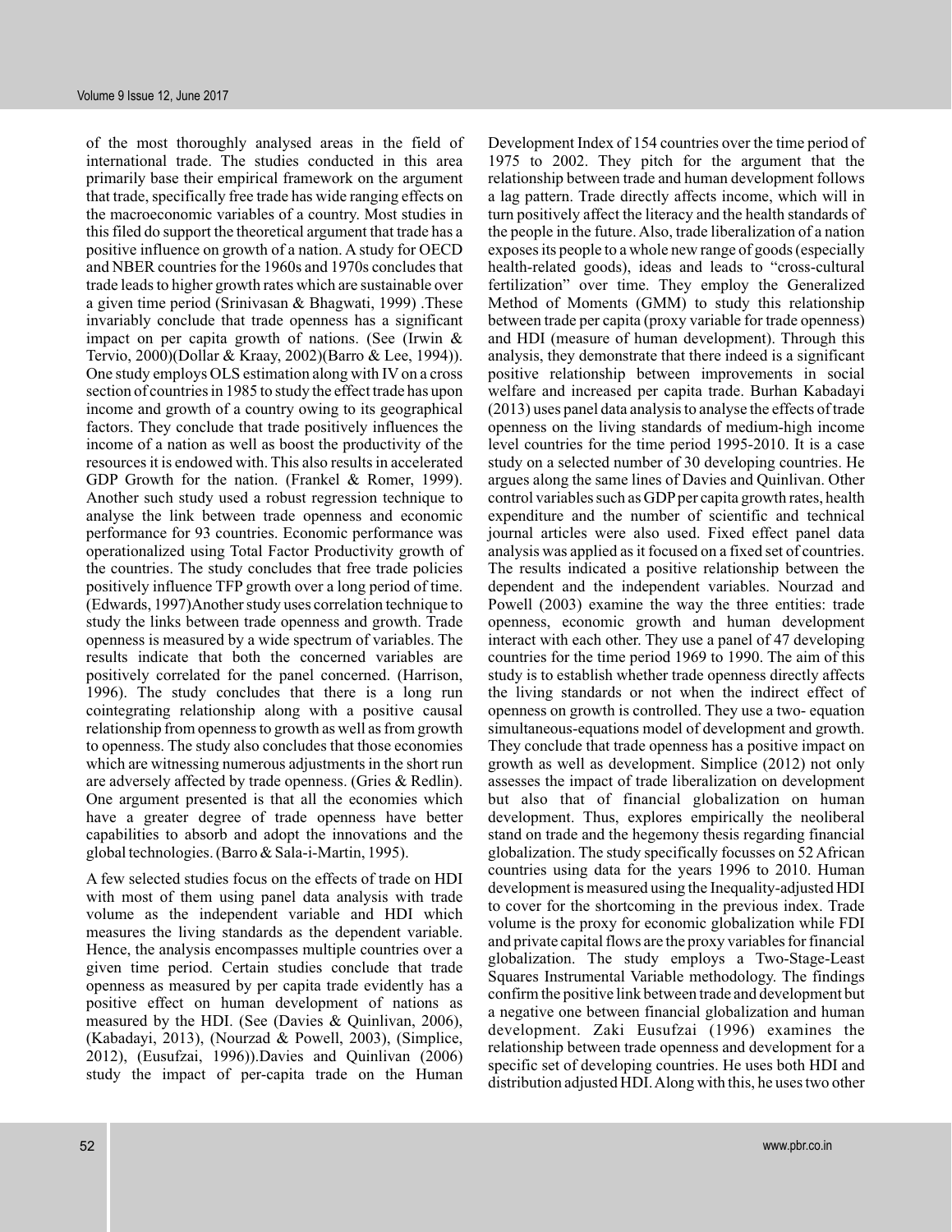of the most thoroughly analysed areas in the field of international trade. The studies conducted in this area primarily base their empirical framework on the argument that trade, specifically free trade has wide ranging effects on the macroeconomic variables of a country. Most studies in this filed do support the theoretical argument that trade has a positive influence on growth of a nation. A study for OECD and NBER countries for the 1960s and 1970s concludes that trade leads to higher growth rates which are sustainable over a given time period (Srinivasan & Bhagwati, 1999) .These invariably conclude that trade openness has a significant impact on per capita growth of nations. (See (Irwin & Tervio, 2000)(Dollar & Kraay, 2002)(Barro & Lee, 1994)). One study employs OLS estimation along with IV on a cross section of countries in 1985 to study the effect trade has upon income and growth of a country owing to its geographical factors. They conclude that trade positively influences the income of a nation as well as boost the productivity of the resources it is endowed with. This also results in accelerated GDP Growth for the nation. (Frankel & Romer, 1999). Another such study used a robust regression technique to analyse the link between trade openness and economic performance for 93 countries. Economic performance was operationalized using Total Factor Productivity growth of the countries. The study concludes that free trade policies positively influence TFP growth over a long period of time. (Edwards, 1997)Another study uses correlation technique to study the links between trade openness and growth. Trade openness is measured by a wide spectrum of variables. The results indicate that both the concerned variables are positively correlated for the panel concerned. (Harrison, 1996). The study concludes that there is a long run cointegrating relationship along with a positive causal relationship from openness to growth as well as from growth to openness. The study also concludes that those economies which are witnessing numerous adjustments in the short run are adversely affected by trade openness. (Gries & Redlin). One argument presented is that all the economies which have a greater degree of trade openness have better capabilities to absorb and adopt the innovations and the global technologies. (Barro & Sala-i-Martin, 1995).

A few selected studies focus on the effects of trade on HDI with most of them using panel data analysis with trade volume as the independent variable and HDI which measures the living standards as the dependent variable. Hence, the analysis encompasses multiple countries over a given time period. Certain studies conclude that trade openness as measured by per capita trade evidently has a positive effect on human development of nations as measured by the HDI. (See (Davies & Quinlivan, 2006), (Kabadayi, 2013), (Nourzad & Powell, 2003), (Simplice, 2012), (Eusufzai, 1996)).Davies and Quinlivan (2006) study the impact of per-capita trade on the Human Development Index of 154 countries over the time period of 1975 to 2002. They pitch for the argument that the relationship between trade and human development follows a lag pattern. Trade directly affects income, which will in turn positively affect the literacy and the health standards of the people in the future. Also, trade liberalization of a nation exposes its people to a whole new range of goods (especially health-related goods), ideas and leads to "cross-cultural fertilization" over time. They employ the Generalized Method of Moments (GMM) to study this relationship between trade per capita (proxy variable for trade openness) and HDI (measure of human development). Through this analysis, they demonstrate that there indeed is a significant positive relationship between improvements in social welfare and increased per capita trade. Burhan Kabadayi (2013) uses panel data analysis to analyse the effects of trade openness on the living standards of medium-high income level countries for the time period 1995-2010. It is a case study on a selected number of 30 developing countries. He argues along the same lines of Davies and Quinlivan. Other control variables such as GDP per capita growth rates, health expenditure and the number of scientific and technical journal articles were also used. Fixed effect panel data analysis was applied as it focused on a fixed set of countries. The results indicated a positive relationship between the dependent and the independent variables. Nourzad and Powell (2003) examine the way the three entities: trade openness, economic growth and human development interact with each other. They use a panel of 47 developing countries for the time period 1969 to 1990. The aim of this study is to establish whether trade openness directly affects the living standards or not when the indirect effect of openness on growth is controlled. They use a two- equation simultaneous-equations model of development and growth. They conclude that trade openness has a positive impact on growth as well as development. Simplice (2012) not only assesses the impact of trade liberalization on development but also that of financial globalization on human development. Thus, explores empirically the neoliberal stand on trade and the hegemony thesis regarding financial globalization. The study specifically focusses on 52 African countries using data for the years 1996 to 2010. Human development is measured using the Inequality-adjusted HDI to cover for the shortcoming in the previous index. Trade volume is the proxy for economic globalization while FDI and private capital flows are the proxy variables for financial globalization. The study employs a Two-Stage-Least Squares Instrumental Variable methodology. The findings confirm the positive link between trade and development but a negative one between financial globalization and human development. Zaki Eusufzai (1996) examines the relationship between trade openness and development for a specific set of developing countries. He uses both HDI and distribution adjusted HDI. Along with this, he uses two other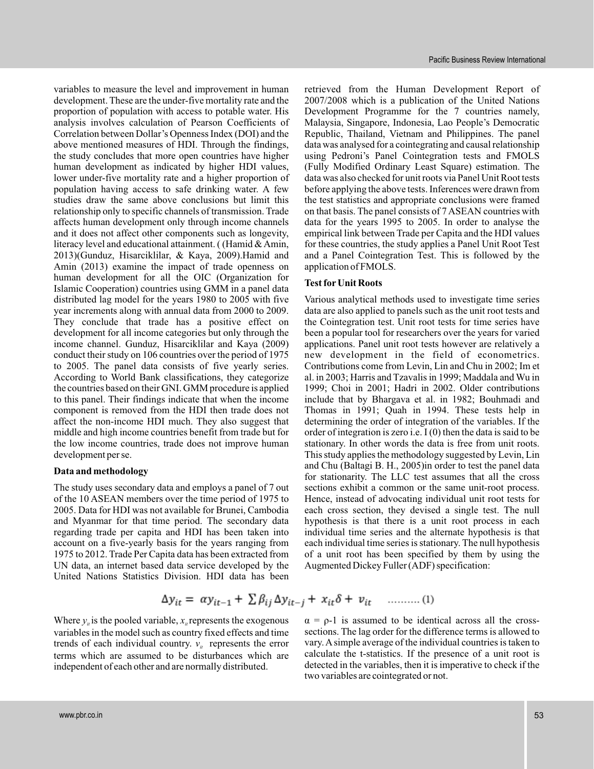variables to measure the level and improvement in human development. These are the under-five mortality rate and the proportion of population with access to potable water. His analysis involves calculation of Pearson Coefficients of Correlation between Dollar's Openness Index (DOI) and the above mentioned measures of HDI. Through the findings, the study concludes that more open countries have higher human development as indicated by higher HDI values, lower under-five mortality rate and a higher proportion of population having access to safe drinking water. A few studies draw the same above conclusions but limit this relationship only to specific channels of transmission. Trade affects human development only through income channels and it does not affect other components such as longevity, literacy level and educational attainment. ( (Hamid & Amin, 2013)(Gunduz, Hisarciklilar, & Kaya, 2009).Hamid and Amin (2013) examine the impact of trade openness on human development for all the OIC (Organization for Islamic Cooperation) countries using GMM in a panel data distributed lag model for the years 1980 to 2005 with five year increments along with annual data from 2000 to 2009. They conclude that trade has a positive effect on development for all income categories but only through the income channel. Gunduz, Hisarciklilar and Kaya (2009) conduct their study on 106 countries over the period of 1975 to 2005. The panel data consists of five yearly series. According to World Bank classifications, they categorize the countries based on their GNI. GMM procedure is applied to this panel. Their findings indicate that when the income component is removed from the HDI then trade does not affect the non-income HDI much. They also suggest that middle and high income countries benefit from trade but for the low income countries, trade does not improve human development per se.

## Data and methodology

The study uses secondary data and employs a panel of 7 out of the 10 ASEAN members over the time period of 1975 to 2005. Data for HDI was not available for Brunei, Cambodia and Myanmar for that time period. The secondary data regarding trade per capita and HDI has been taken into account on a five-yearly basis for the years ranging from 1975 to 2012. Trade Per Capita data has been extracted from UN data, an internet based data service developed by the United Nations Statistics Division. HDI data has been retrieved from the Human Development Report of 2007/2008 which is a publication of the United Nations Development Programme for the 7 countries namely, Malaysia, Singapore, Indonesia, Lao People's Democratic Republic, Thailand, Vietnam and Philippines. The panel data was analysed for a cointegrating and causal relationship using Pedroni's Panel Cointegration tests and FMOLS (Fully Modified Ordinary Least Square) estimation. The data was also checked for unit roots via Panel Unit Root tests before applying the above tests. Inferences were drawn from the test statistics and appropriate conclusions were framed on that basis. The panel consists of 7 ASEAN countries with data for the years 1995 to 2005. In order to analyse the empirical link between Trade per Capita and the HDI values for these countries, the study applies a Panel Unit Root Test and a Panel Cointegration Test. This is followed by the application of FMOLS.

## Test for Unit Roots

Various analytical methods used to investigate time series data are also applied to panels such as the unit root tests and the Cointegration test. Unit root tests for time series have been a popular tool for researchers over the years for varied applications. Panel unit root tests however are relatively a new development in the field of econometrics. Contributions come from Levin, Lin and Chu in 2002; Im et al. in 2003; Harris and Tzavalis in 1999; Maddala and Wu in 1999; Choi in 2001; Hadri in 2002. Older contributions include that by Bhargava et al. in 1982; Bouhmadi and Thomas in 1991; Quah in 1994. These tests help in determining the order of integration of the variables. If the order of integration is zero i.e. I (0) then the data is said to be stationary. In other words the data is free from unit roots. This study applies the methodology suggested by Levin, Lin and Chu (Baltagi B. H., 2005)in order to test the panel data for stationarity. The LLC test assumes that all the cross sections exhibit a common or the same unit-root process. Hence, instead of advocating individual unit root tests for each cross section, they devised a single test. The null hypothesis is that there is a unit root process in each individual time series and the alternate hypothesis is that each individual time series is stationary. The null hypothesis of a unit root has been specified by them by using the Augmented Dickey Fuller (ADF) specification:

$$\Delta y_{it} = \alpha y_{it-1} + \sum \beta_{ij} \Delta y_{it-j} + x_{it}\delta + v_{it} \quad \text{.......... (1)}$$

Where $y_{it}$ is the pooled variable, $x_{it}$ represents the exogenous variables in the model such as country fixed effects and time trends of each individual country. $v_{it}$ represents the error terms which are assumed to be disturbances which are independent of each other and are normally distributed.

$\alpha = \rho - 1$ is assumed to be identical across all the cross-sections. The lag order for the difference terms is allowed to vary. A simple average of the individual countries is taken to calculate the t-statistics. If the presence of a unit root is detected in the variables, then it is imperative to check if the two variables are cointegrated or not.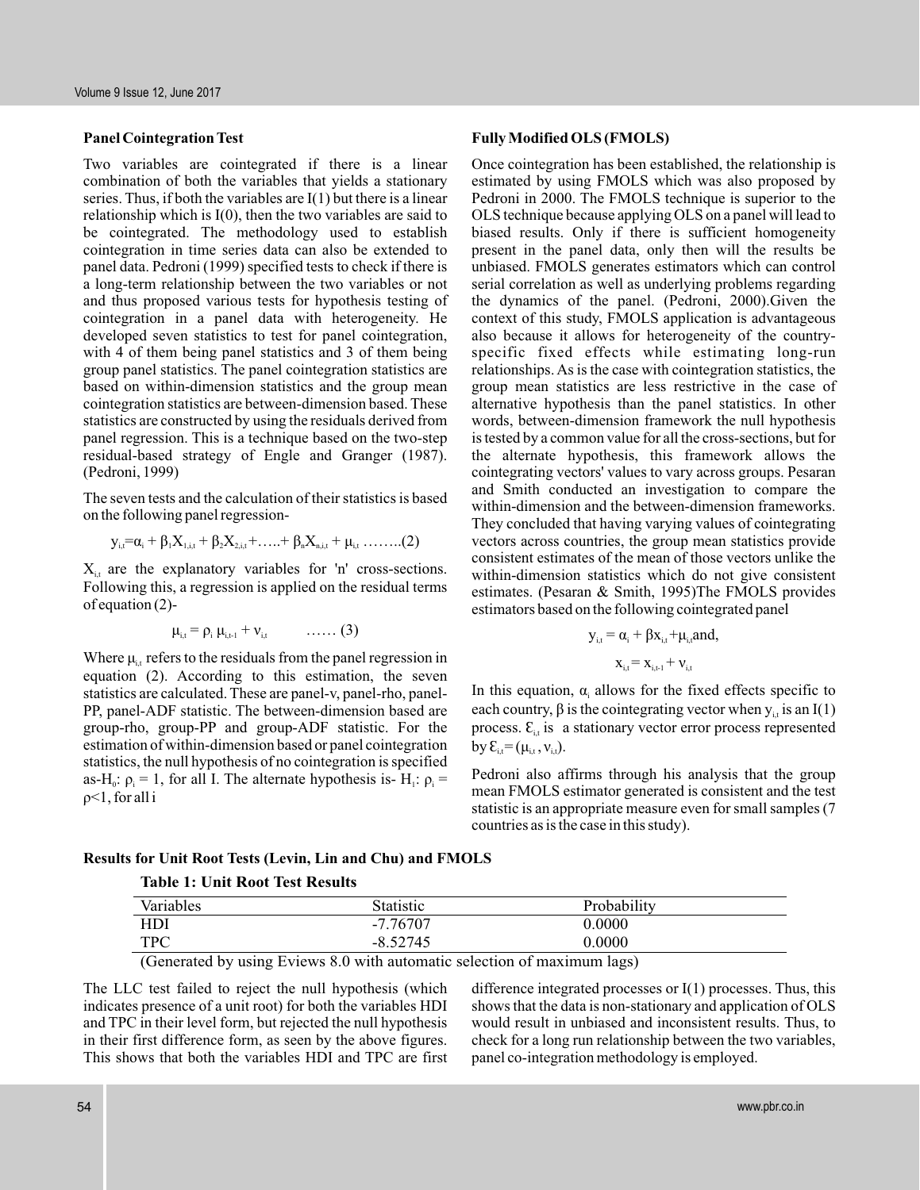### Panel Cointegration Test

Two variables are cointegrated if there is a linear combination of both the variables that yields a stationary series. Thus, if both the variables are I(1) but there is a linear relationship which is I(0), then the two variables are said to be cointegrated. The methodology used to establish cointegration in time series data can also be extended to panel data. Pedroni (1999) specified tests to check if there is a long-term relationship between the two variables or not and thus proposed various tests for hypothesis testing of cointegration in a panel data with heterogeneity. He developed seven statistics to test for panel cointegration, with 4 of them being panel statistics and 3 of them being group panel statistics. The panel cointegration statistics are based on within-dimension statistics and the group mean cointegration statistics are between-dimension based. These statistics are constructed by using the residuals derived from panel regression. This is a technique based on the two-step residual-based strategy of Engle and Granger (1987). (Pedroni, 1999)

The seven tests and the calculation of their statistics is based on the following panel regression-

$$y_{i,t}=\alpha_i + \beta_1 X_{1,i,t} + \beta_2 X_{2,i,t} + ..... + \beta_n X_{n,i,t} + \mu_{i,t} \quad ........(2)$$

$X_{i,t}$ are the explanatory variables for 'n' cross-sections. Following this, a regression is applied on the residual terms of equation (2)-

$$\mu_{i,t} = \rho_i \, \mu_{i,t-1} + \nu_{i,t} \quad ...... (3)$$

Where $\mu_{i,t}$ refers to the residuals from the panel regression in equation (2). According to this estimation, the seven statistics are calculated. These are panel-v, panel-rho, panel-PP, panel-ADF statistic. The between-dimension based are group-rho, group-PP and group-ADF statistic. For the estimation of within-dimension based or panel cointegration statistics, the null hypothesis of no cointegration is specified as-$H_0$: $\rho_i = 1$, for all I. The alternate hypothesis is- $H_1$: $\rho_i = \rho<1$, for all i

### Fully Modified OLS (FMOLS)

Once cointegration has been established, the relationship is estimated by using FMOLS which was also proposed by Pedroni in 2000. The FMOLS technique is superior to the OLS technique because applying OLS on a panel will lead to biased results. Only if there is sufficient homogeneity present in the panel data, only then will the results be unbiased. FMOLS generates estimators which can control serial correlation as well as underlying problems regarding the dynamics of the panel. (Pedroni, 2000).Given the context of this study, FMOLS application is advantageous also because it allows for heterogeneity of the country-specific fixed effects while estimating long-run relationships. As is the case with cointegration statistics, the group mean statistics are less restrictive in the case of alternative hypothesis than the panel statistics. In other words, between-dimension framework the null hypothesis is tested by a common value for all the cross-sections, but for the alternate hypothesis, this framework allows the cointegrating vectors' values to vary across groups. Pesaran and Smith conducted an investigation to compare the within-dimension and the between-dimension frameworks. They concluded that having varying values of cointegrating vectors across countries, the group mean statistics provide consistent estimates of the mean of those vectors unlike the within-dimension statistics which do not give consistent estimates. (Pesaran & Smith, 1995)The FMOLS provides estimators based on the following cointegrated panel

$$y_{i,t} = \alpha_i + \beta x_{i,t} + \mu_{i,t} \text{and,}$$

$$x_{i,t} = x_{i,t-1} + \nu_{i,t}$$

In this equation, $\alpha_i$ allows for the fixed effects specific to each country, $\beta$ is the cointegrating vector when $y_{i,t}$ is an I(1) process. $\mathcal{E}_{i,t}$ is a stationary vector error process represented by $\mathcal{E}_{i,t} = (\mu_{i,t}, \nu_{i,t})$.

Pedroni also affirms through his analysis that the group mean FMOLS estimator generated is consistent and the test statistic is an appropriate measure even for small samples (7 countries as is the case in this study).

### Results for Unit Root Tests (Levin, Lin and Chu) and FMOLS

**Table 1: Unit Root Test Results**

| Variables | Statistic | Probability |
|---|---|---|
| HDI | -7.76707 | 0.0000 |
| TPC | -8.52745 | 0.0000 |

(Generated by using Eviews 8.0 with automatic selection of maximum lags)

The LLC test failed to reject the null hypothesis (which indicates presence of a unit root) for both the variables HDI and TPC in their level form, but rejected the null hypothesis in their first difference form, as seen by the above figures. This shows that both the variables HDI and TPC are first difference integrated processes or I(1) processes. Thus, this shows that the data is non-stationary and application of OLS would result in unbiased and inconsistent results. Thus, to check for a long run relationship between the two variables, panel co-integration methodology is employed.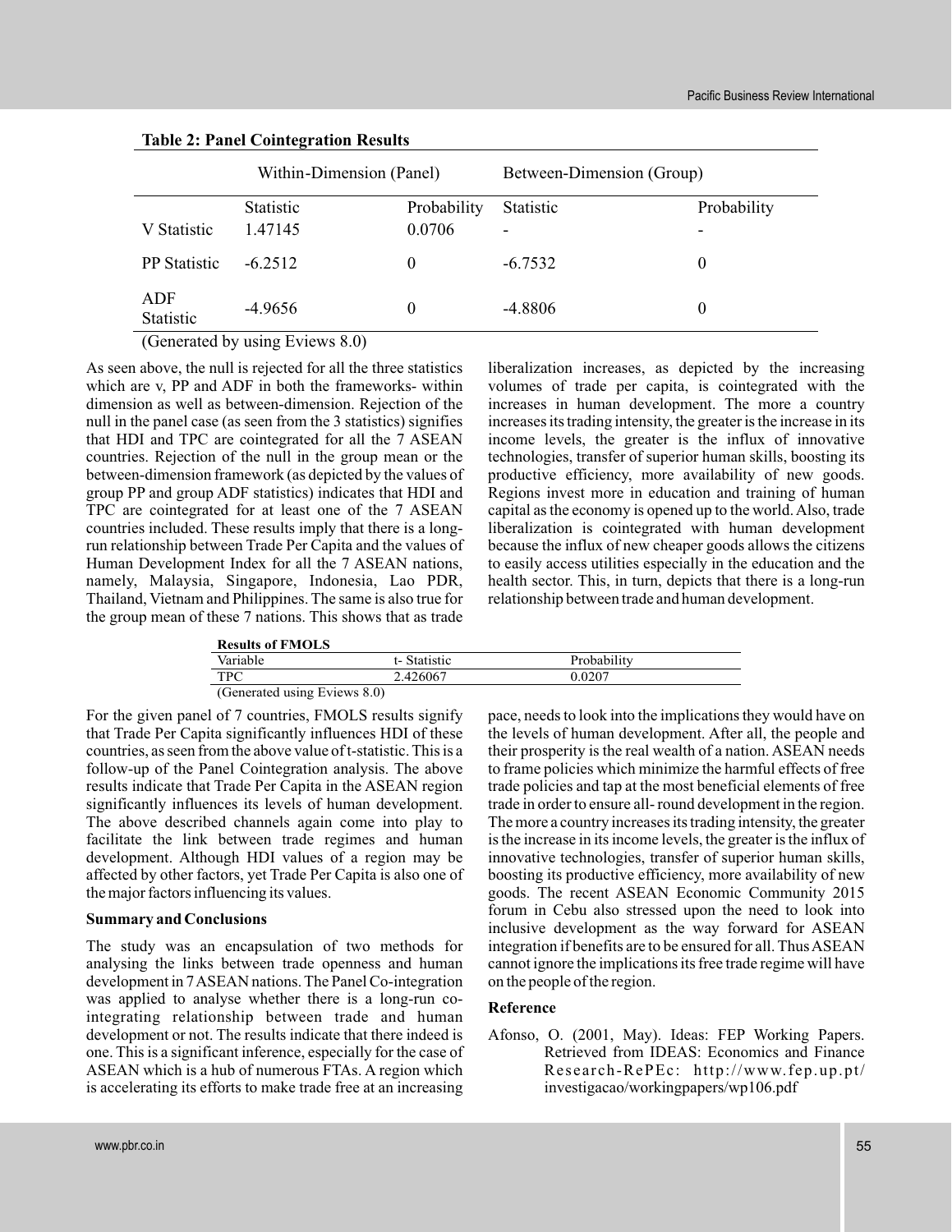**Table 2: Panel Cointegration Results**

| | Within-Dimension (Panel) | | Between-Dimension (Group) | |
|---|---|---|---|---|
| | Statistic | Probability | Statistic | Probability |
| V Statistic | 1.47145 | 0.0706 | - | - |
| PP Statistic | -6.2512 | 0 | -6.7532 | 0 |
| ADF Statistic | -4.9656 | 0 | -4.8806 | 0 |

(Generated by using Eviews 8.0)

As seen above, the null is rejected for all the three statistics which are v, PP and ADF in both the frameworks- within dimension as well as between-dimension. Rejection of the null in the panel case (as seen from the 3 statistics) signifies that HDI and TPC are cointegrated for all the 7 ASEAN countries. Rejection of the null in the group mean or the between-dimension framework (as depicted by the values of group PP and group ADF statistics) indicates that HDI and TPC are cointegrated for at least one of the 7 ASEAN countries included. These results imply that there is a long-run relationship between Trade Per Capita and the values of Human Development Index for all the 7 ASEAN nations, namely, Malaysia, Singapore, Indonesia, Lao PDR, Thailand, Vietnam and Philippines. The same is also true for the group mean of these 7 nations. This shows that as trade liberalization increases, as depicted by the increasing volumes of trade per capita, is cointegrated with the increases in human development. The more a country increases its trading intensity, the greater is the increase in its income levels, the greater is the influx of innovative technologies, transfer of superior human skills, boosting its productive efficiency, more availability of new goods. Regions invest more in education and training of human capital as the economy is opened up to the world. Also, trade liberalization is cointegrated with human development because the influx of new cheaper goods allows the citizens to easily access utilities especially in the education and the health sector. This, in turn, depicts that there is a long-run relationship between trade and human development.

**Results of FMOLS**

| Variable | t- Statistic | Probability |
|---|---|---|
| TPC | 2.426067 | 0.0207 |

(Generated using Eviews 8.0)

For the given panel of 7 countries, FMOLS results signify that Trade Per Capita significantly influences HDI of these countries, as seen from the above value of t-statistic. This is a follow-up of the Panel Cointegration analysis. The above results indicate that Trade Per Capita in the ASEAN region significantly influences its levels of human development. The above described channels again come into play to facilitate the link between trade regimes and human development. Although HDI values of a region may be affected by other factors, yet Trade Per Capita is also one of the major factors influencing its values.

### Summary and Conclusions

The study was an encapsulation of two methods for analysing the links between trade openness and human development in 7 ASEAN nations. The Panel Co-integration was applied to analyse whether there is a long-run co-integrating relationship between trade and human development or not. The results indicate that there indeed is one. This is a significant inference, especially for the case of ASEAN which is a hub of numerous FTAs. A region which is accelerating its efforts to make trade free at an increasing pace, needs to look into the implications they would have on the levels of human development. After all, the people and their prosperity is the real wealth of a nation. ASEAN needs to frame policies which minimize the harmful effects of free trade policies and tap at the most beneficial elements of free trade in order to ensure all- round development in the region. The more a country increases its trading intensity, the greater is the increase in its income levels, the greater is the influx of innovative technologies, transfer of superior human skills, boosting its productive efficiency, more availability of new goods. The recent ASEAN Economic Community 2015 forum in Cebu also stressed upon the need to look into inclusive development as the way forward for ASEAN integration if benefits are to be ensured for all. Thus ASEAN cannot ignore the implications its free trade regime will have on the people of the region.

### Reference

Afonso, O. (2001, May). Ideas: FEP Working Papers. Retrieved from IDEAS: Economics and Finance Research-RePEc: http://www.fep.up.pt/investigacao/workingpapers/wp106.pdf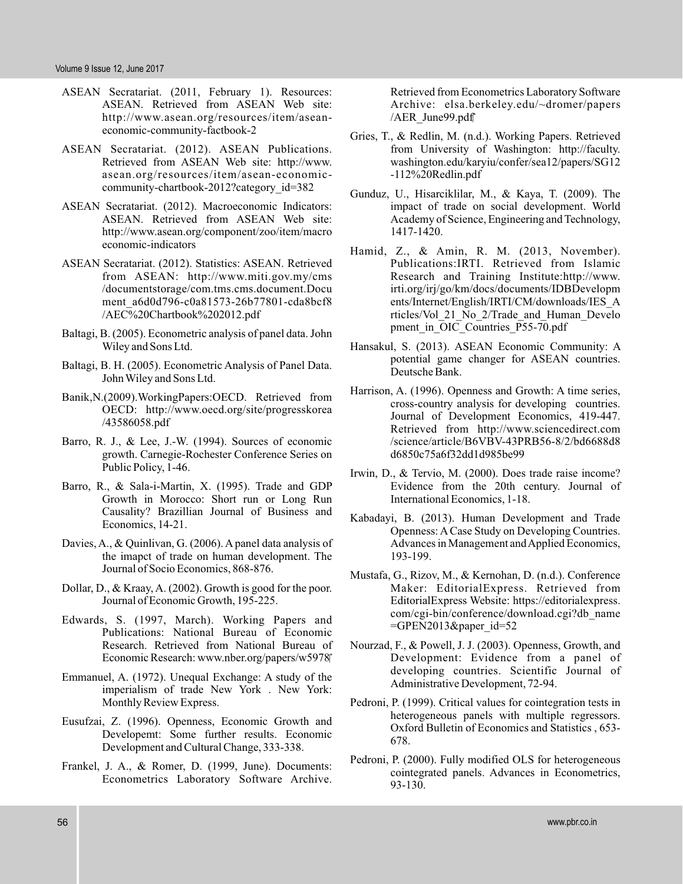ASEAN Secratariat. (2011, February 1). Resources: ASEAN. Retrieved from ASEAN Web site: http://www.asean.org/resources/item/asean-economic-community-factbook-2

ASEAN Secratariat. (2012). ASEAN Publications. Retrieved from ASEAN Web site: http://www.asean.org/resources/item/asean-economic-community-chartbook-2012?category_id=382

ASEAN Secratariat. (2012). Macroeconomic Indicators: ASEAN. Retrieved from ASEAN Web site: http://www.asean.org/component/zoo/item/macroeconomic-indicators

ASEAN Secratariat. (2012). Statistics: ASEAN. Retrieved from ASEAN: http://www.miti.gov.my/cms/documentstorage/com.tms.cms.document.Document_a6d0d796-c0a81573-26b77801-cda8bcf8/AEC%20Chartbook%202012.pdf

Baltagi, B. (2005). Econometric analysis of panel data. John Wiley and Sons Ltd.

Baltagi, B. H. (2005). Econometric Analysis of Panel Data. John Wiley and Sons Ltd.

Banik,N.(2009).WorkingPapers:OECD. Retrieved from OECD: http://www.oecd.org/site/progresskorea/43586058.pdf

Barro, R. J., & Lee, J.-W. (1994). Sources of economic growth. Carnegie-Rochester Conference Series on Public Policy, 1-46.

Barro, R., & Sala-i-Martin, X. (1995). Trade and GDP Growth in Morocco: Short run or Long Run Causality? Brazillian Journal of Business and Economics, 14-21.

Davies, A., & Quinlivan, G. (2006). A panel data analysis of the imapct of trade on human development. The Journal of Socio Economics, 868-876.

Dollar, D., & Kraay, A. (2002). Growth is good for the poor. Journal of Economic Growth, 195-225.

Edwards, S. (1997, March). Working Papers and Publications: National Bureau of Economic Research. Retrieved from National Bureau of Economic Research: www.nber.org/papers/w5978‎

Emmanuel, A. (1972). Unequal Exchange: A study of the imperialism of trade New York . New York: Monthly Review Express.

Eusufzai, Z. (1996). Openness, Economic Growth and Developemt: Some further results. Economic Development and Cultural Change, 333-338.

Frankel, J. A., & Romer, D. (1999, June). Documents: Econometrics Laboratory Software Archive. Retrieved from Econometrics Laboratory Software Archive: elsa.berkeley.edu/~dromer/papers/AER_June99.pdf‎

Gries, T., & Redlin, M. (n.d.). Working Papers. Retrieved from University of Washington: http://faculty.washington.edu/karyiu/confer/sea12/papers/SG12-112%20Redlin.pdf

Gunduz, U., Hisarciklilar, M., & Kaya, T. (2009). The impact of trade on social development. World Academy of Science, Engineering and Technology, 1417-1420.

Hamid, Z., & Amin, R. M. (2013, November). Publications:IRTI. Retrieved from Islamic Research and Training Institute:http://www.irti.org/irj/go/km/docs/documents/IDBDevelopments/Internet/English/IRTI/CM/downloads/IES_Articles/Vol_21_No_2/Trade_and_Human_Development_in_OIC_Countries_P55-70.pdf

Hansakul, S. (2013). ASEAN Economic Community: A potential game changer for ASEAN countries. Deutsche Bank.

Harrison, A. (1996). Openness and Growth: A time series, cross-country analysis for developing countries. Journal of Development Economics, 419-447. Retrieved from http://www.sciencedirect.com/science/article/B6VBV-43PRB56-8/2/bd6688d8d6850c75a6f32dd1d985be99

Irwin, D., & Tervio, M. (2000). Does trade raise income? Evidence from the 20th century. Journal of International Economics, 1-18.

Kabadayi, B. (2013). Human Development and Trade Openness: A Case Study on Developing Countries. Advances in Management and Applied Economics, 193-199.

Mustafa, G., Rizov, M., & Kernohan, D. (n.d.). Conference Maker: EditorialExpress. Retrieved from EditorialExpress Website: https://editorialexpress.com/cgi-bin/conference/download.cgi?db_name=GPEN2013&paper_id=52

Nourzad, F., & Powell, J. J. (2003). Openness, Growth, and Development: Evidence from a panel of developing countries. Scientific Journal of Administrative Development, 72-94.

Pedroni, P. (1999). Critical values for cointegration tests in heterogeneous panels with multiple regressors. Oxford Bulletin of Economics and Statistics , 653-678.

Pedroni, P. (2000). Fully modified OLS for heterogeneous cointegrated panels. Advances in Econometrics, 93-130.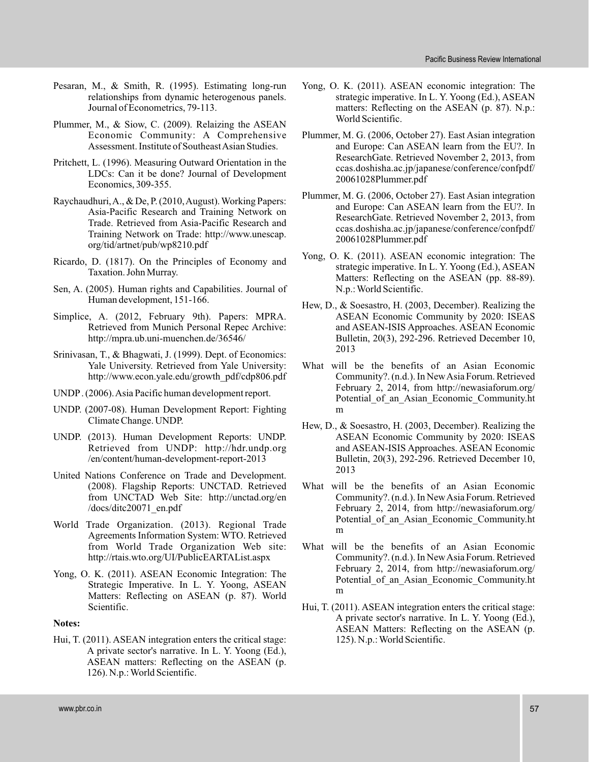Pesaran, M., & Smith, R. (1995). Estimating long-run relationships from dynamic heterogenous panels. Journal of Econometrics, 79-113.

Plummer, M., & Siow, C. (2009). Relaizing the ASEAN Economic Community: A Comprehensive Assessment. Institute of Southeast Asian Studies.

Pritchett, L. (1996). Measuring Outward Orientation in the LDCs: Can it be done? Journal of Development Economics, 309-355.

Raychaudhuri, A., & De, P. (2010, August). Working Papers: Asia-Pacific Research and Training Network on Trade. Retrieved from Asia-Pacific Research and Training Network on Trade: http://www.unescap.org/tid/artnet/pub/wp8210.pdf

Ricardo, D. (1817). On the Principles of Economy and Taxation. John Murray.

Sen, A. (2005). Human rights and Capabilities. Journal of Human development, 151-166.

Simplice, A. (2012, February 9th). Papers: MPRA. Retrieved from Munich Personal Repec Archive: http://mpra.ub.uni-muenchen.de/36546/

Srinivasan, T., & Bhagwati, J. (1999). Dept. of Economics: Yale University. Retrieved from Yale University: http://www.econ.yale.edu/growth_pdf/cdp806.pdf

UNDP . (2006). Asia Pacific human development report.

UNDP. (2007-08). Human Development Report: Fighting Climate Change. UNDP.

UNDP. (2013). Human Development Reports: UNDP. Retrieved from UNDP: http://hdr.undp.org /en/content/human-development-report-2013

United Nations Conference on Trade and Development. (2008). Flagship Reports: UNCTAD. Retrieved from UNCTAD Web Site: http://unctad.org/en /docs/ditc20071_en.pdf

World Trade Organization. (2013). Regional Trade Agreements Information System: WTO. Retrieved from World Trade Organization Web site: http://rtais.wto.org/UI/PublicEARTAList.aspx

Yong, O. K. (2011). ASEAN Economic Integration: The Strategic Imperative. In L. Y. Yoong, ASEAN Matters: Reflecting on ASEAN (p. 87). World Scientific.

**Notes:**

Hui, T. (2011). ASEAN integration enters the critical stage: A private sector's narrative. In L. Y. Yoong (Ed.), ASEAN matters: Reflecting on the ASEAN (p. 126). N.p.: World Scientific.

Yong, O. K. (2011). ASEAN economic integration: The strategic imperative. In L. Y. Yoong (Ed.), ASEAN matters: Reflecting on the ASEAN (p. 87). N.p.: World Scientific.

Plummer, M. G. (2006, October 27). East Asian integration and Europe: Can ASEAN learn from the EU?. In ResearchGate. Retrieved November 2, 2013, from ccas.doshisha.ac.jp/japanese/conference/confpdf/20061028Plummer.pdf

Plummer, M. G. (2006, October 27). East Asian integration and Europe: Can ASEAN learn from the EU?. In ResearchGate. Retrieved November 2, 2013, from ccas.doshisha.ac.jp/japanese/conference/confpdf/20061028Plummer.pdf

Yong, O. K. (2011). ASEAN economic integration: The strategic imperative. In L. Y. Yoong (Ed.), ASEAN Matters: Reflecting on the ASEAN (pp. 88-89). N.p.: World Scientific.

Hew, D., & Soesastro, H. (2003, December). Realizing the ASEAN Economic Community by 2020: ISEAS and ASEAN-ISIS Approaches. ASEAN Economic Bulletin, 20(3), 292-296. Retrieved December 10, 2013

What will be the benefits of an Asian Economic Community?. (n.d.). In New Asia Forum. Retrieved February 2, 2014, from http://newasiaforum.org/Potential_of_an_Asian_Economic_Community.htm

Hew, D., & Soesastro, H. (2003, December). Realizing the ASEAN Economic Community by 2020: ISEAS and ASEAN-ISIS Approaches. ASEAN Economic Bulletin, 20(3), 292-296. Retrieved December 10, 2013

What will be the benefits of an Asian Economic Community?. (n.d.). In New Asia Forum. Retrieved February 2, 2014, from http://newasiaforum.org/Potential_of_an_Asian_Economic_Community.htm

What will be the benefits of an Asian Economic Community?. (n.d.). In New Asia Forum. Retrieved February 2, 2014, from http://newasiaforum.org/Potential_of_an_Asian_Economic_Community.htm

Hui, T. (2011). ASEAN integration enters the critical stage: A private sector's narrative. In L. Y. Yoong (Ed.), ASEAN Matters: Reflecting on the ASEAN (p. 125). N.p.: World Scientific.